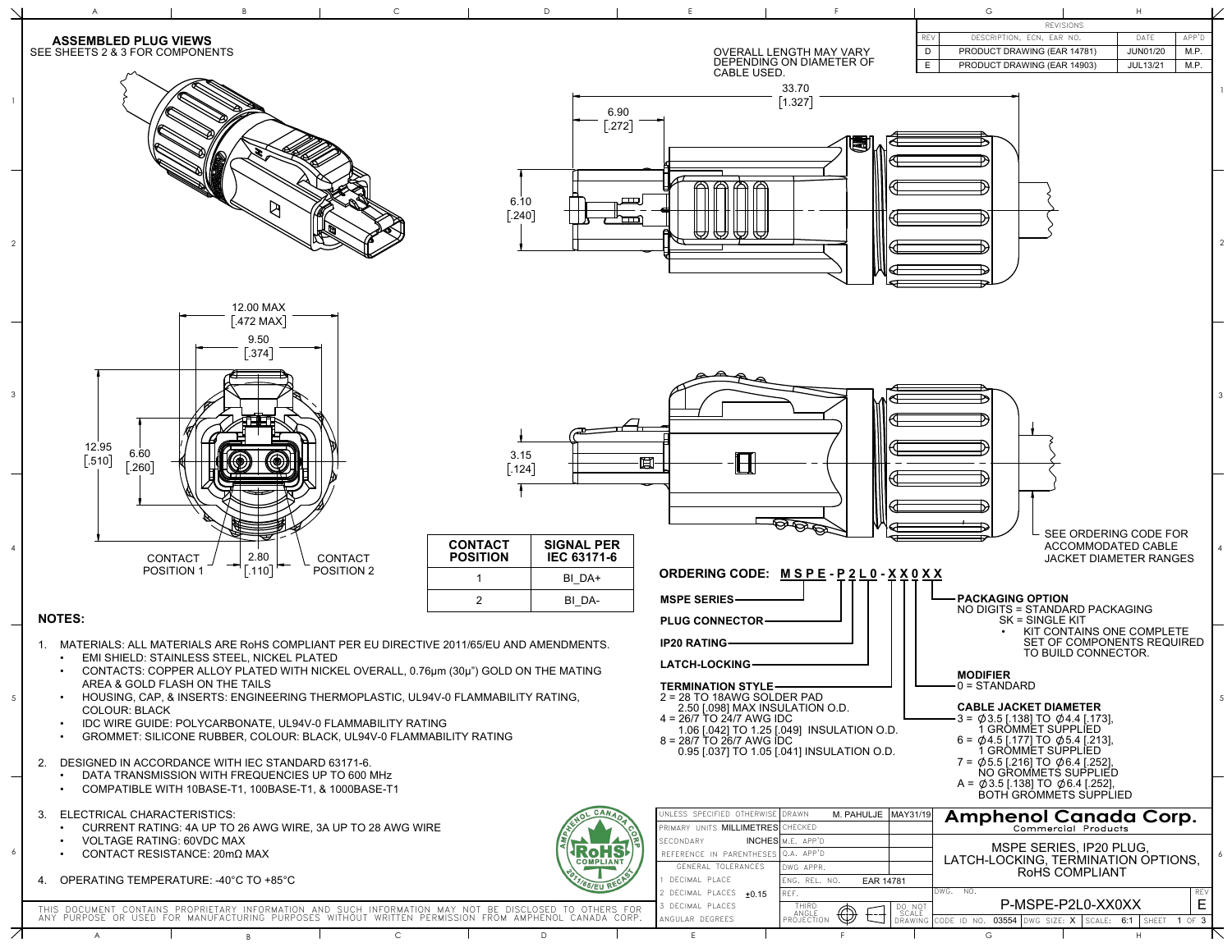## ASSEMBLED PLUG VIEWS

SEE SHEETS 2 & 3 FOR COMPONENTS

OVERALL LENGTH MAY VARY DEPENDING ON DIAMETER OF CABLE USED.

33.70 [1.327]

6.90 [.272]

6.10 [.240]

12.00 MAX [.472 MAX]

9.50 [.374]

12.95 [.510]

6.60 [.260]

2.80 [.110]

CONTACT POSITION 1

CONTACT POSITION 2

3.15 [.124]

SEE ORDERING CODE FOR ACCOMMODATED CABLE JACKET DIAMETER RANGES

| REV | DESCRIPTION, ECN, EAR NO. | DATE | APP'D |
|---|---|---|---|
| D | PRODUCT DRAWING (EAR 14781) | JUN01/20 | M.P. |
| E | PRODUCT DRAWING (EAR 14903) | JUL13/21 | M.P. |

| CONTACT POSITION | SIGNAL PER IEC 63171-6 |
|---|---|
| 1 | BI_DA+ |
| 2 | BI_DA- |

### ORDERING CODE: M S P E - P 2 L 0 - X X 0 X X

- MSPE SERIES
- PLUG CONNECTOR
- IP20 RATING
- LATCH-LOCKING
- TERMINATION STYLE
  - 2 = 28 TO 18AWG SOLDER PAD 2.50 [.098] MAX INSULATION O.D.
  - 4 = 26/7 TO 24/7 AWG IDC 1.06 [.042] TO 1.25 [.049] INSULATION O.D.
  - 8 = 28/7 TO 26/7 AWG IDC 0.95 [.037] TO 1.05 [.041] INSULATION O.D.
- CABLE JACKET DIAMETER
  - 3 = Ø3.5 [.138] TO Ø4.4 [.173], 1 GROMMET SUPPLIED
  - 6 = Ø4.5 [.177] TO Ø5.4 [.213], 1 GROMMET SUPPLIED
  - 7 = Ø5.5 [.216] TO Ø6.4 [.252], NO GROMMETS SUPPLIED
  - A = Ø3.5 [.138] TO Ø6.4 [.252], BOTH GROMMETS SUPPLIED
- MODIFIER
  - 0 = STANDARD
- PACKAGING OPTION
  - NO DIGITS = STANDARD PACKAGING
  - SK = SINGLE KIT
    - KIT CONTAINS ONE COMPLETE SET OF COMPONENTS REQUIRED TO BUILD CONNECTOR.

## NOTES:

1. MATERIALS: ALL MATERIALS ARE RoHS COMPLIANT PER EU DIRECTIVE 2011/65/EU AND AMENDMENTS.
   - EMI SHIELD: STAINLESS STEEL, NICKEL PLATED
   - CONTACTS: COPPER ALLOY PLATED WITH NICKEL OVERALL, 0.76µm (30µ") GOLD ON THE MATING AREA & GOLD FLASH ON THE TAILS
   - HOUSING, CAP, & INSERTS: ENGINEERING THERMOPLASTIC, UL94V-0 FLAMMABILITY RATING, COLOUR: BLACK
   - IDC WIRE GUIDE: POLYCARBONATE, UL94V-0 FLAMMABILITY RATING
   - GROMMET: SILICONE RUBBER, COLOUR: BLACK, UL94V-0 FLAMMABILITY RATING
2. DESIGNED IN ACCORDANCE WITH IEC STANDARD 63171-6.
   - DATA TRANSMISSION WITH FREQUENCIES UP TO 600 MHz
   - COMPATIBLE WITH 10BASE-T1, 100BASE-T1, & 1000BASE-T1
3. ELECTRICAL CHARACTERISTICS:
   - CURRENT RATING: 4A UP TO 26 AWG WIRE, 3A UP TO 28 AWG WIRE
   - VOLTAGE RATING: 60VDC MAX
   - CONTACT RESISTANCE: 20mΩ MAX
4. OPERATING TEMPERATURE: -40°C TO +85°C

AMPHENOL CANADA CORP. RoHS COMPLIANT 2011/65/EU RECAST

THIS DOCUMENT CONTAINS PROPRIETARY INFORMATION AND SUCH INFORMATION MAY NOT BE DISCLOSED TO OTHERS FOR ANY PURPOSE OR USED FOR MANUFACTURING PURPOSES WITHOUT WRITTEN PERMISSION FROM AMPHENOL CANADA CORP.

| UNLESS SPECIFIED OTHERWISE | DRAWN | M. PAHULJE | MAY31/19 |
|---|---|---|---|
| PRIMARY UNITS MILLIMETRES | CHECKED | | |
| SECONDARY INCHES | M.E. APP'D | | |
| REFERENCE IN PARENTHESES | Q.A. APP'D | | |
| GENERAL TOLERANCES | DWG APPR. | | |
| 1 DECIMAL PLACE | ENG. REL. NO. | EAR 14781 | |
| 2 DECIMAL PLACES ±0.15 | REF. | | |
| 3 DECIMAL PLACES | THIRD ANGLE PROJECTION | | DO NOT SCALE DRAWING |
| ANGULAR DEGREES | | | |

**Amphenol Canada Corp.**
Commercial Products

MSPE SERIES, IP20 PLUG, LATCH-LOCKING, TERMINATION OPTIONS, RoHS COMPLIANT

DWG. NO. P-MSPE-P2L0-XX0XX — REV E

CODE ID NO. 03554 | DWG SIZE: X | SCALE: 6:1 | SHEET 1 OF 3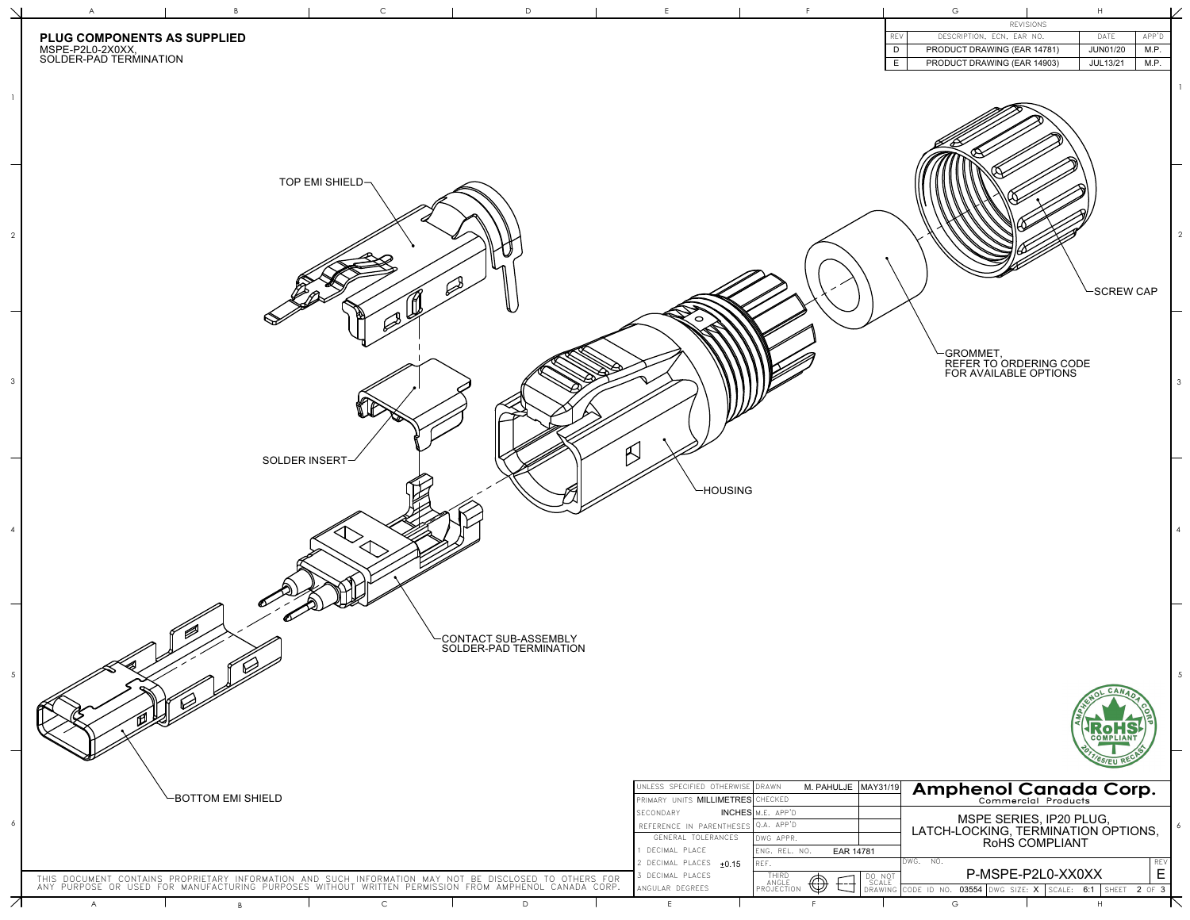# PLUG COMPONENTS AS SUPPLIED

MSPE-P2L0-2X0XX,
SOLDER-PAD TERMINATION

| REV | DESCRIPTION, ECN, EAR NO. | DATE | APP'D |
|---|---|---|---|
| D | PRODUCT DRAWING (EAR 14781) | JUN01/20 | M.P. |
| E | PRODUCT DRAWING (EAR 14903) | JUL13/21 | M.P. |

TOP EMI SHIELD

SOLDER INSERT

HOUSING

GROMMET,
REFER TO ORDERING CODE
FOR AVAILABLE OPTIONS

SCREW CAP

CONTACT SUB-ASSEMBLY
SOLDER-PAD TERMINATION

BOTTOM EMI SHIELD

AMPHENOL CANADA CORP. RoHS COMPLIANT 2011/65/EU RECAST

THIS DOCUMENT CONTAINS PROPRIETARY INFORMATION AND SUCH INFORMATION MAY NOT BE DISCLOSED TO OTHERS FOR ANY PURPOSE OR USED FOR MANUFACTURING PURPOSES WITHOUT WRITTEN PERMISSION FROM AMPHENOL CANADA CORP.

| UNLESS SPECIFIED OTHERWISE | DRAWN | M. PAHULJE | MAY31/19 |
|---|---|---|---|
| PRIMARY UNITS MILLIMETRES | CHECKED | | |
| SECONDARY INCHES | M.E. APP'D | | |
| REFERENCE IN PARENTHESES | Q.A. APP'D | | |
| GENERAL TOLERANCES | DWG APPR. | | |
| 1 DECIMAL PLACE | ENG. REL. NO. | EAR 14781 | |
| 2 DECIMAL PLACES ±0.15 | REF. | | |
| 3 DECIMAL PLACES | THIRD ANGLE PROJECTION | | DO NOT SCALE DRAWING |
| ANGULAR DEGREES | | | |

**Amphenol Canada Corp.**
Commercial Products

MSPE SERIES, IP20 PLUG,
LATCH-LOCKING, TERMINATION OPTIONS,
RoHS COMPLIANT

| DWG. NO. | P-MSPE-P2L0-XX0XX | REV E |
|---|---|---|
| CODE ID NO. 03554 | DWG SIZE: X | SCALE: 6:1 |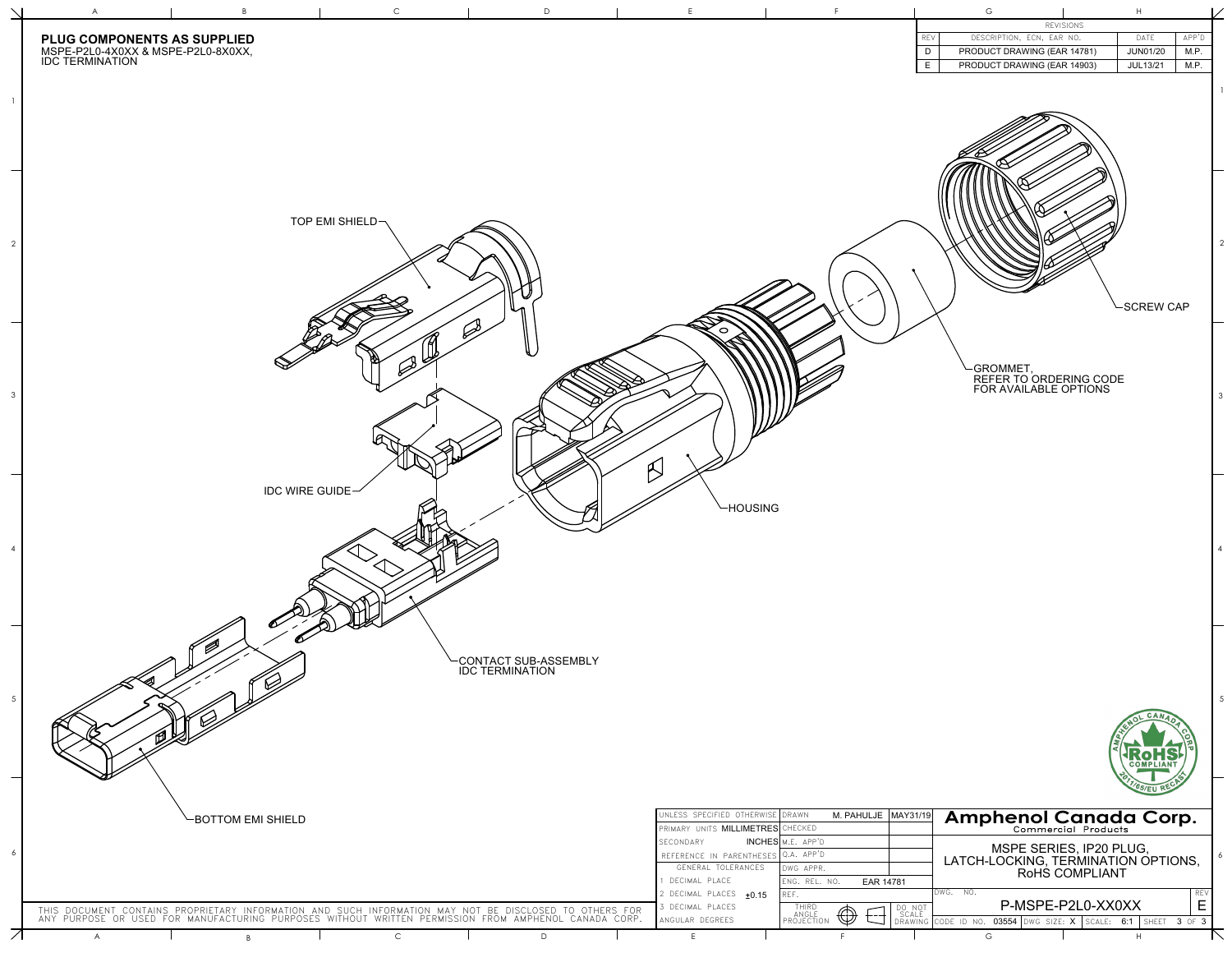## PLUG COMPONENTS AS SUPPLIED

MSPE-P2L0-4X0XX & MSPE-P2L0-8X0XX, IDC TERMINATION

| REVISIONS | | | |
|---|---|---|---|
| REV | DESCRIPTION, ECN, EAR NO. | DATE | APP'D |
| D | PRODUCT DRAWING (EAR 14781) | JUN01/20 | M.P. |
| E | PRODUCT DRAWING (EAR 14903) | JUL13/21 | M.P. |

TOP EMI SHIELD

IDC WIRE GUIDE

HOUSING

GROMMET, REFER TO ORDERING CODE FOR AVAILABLE OPTIONS

SCREW CAP

CONTACT SUB-ASSEMBLY IDC TERMINATION

BOTTOM EMI SHIELD

AMPHENOL CANADA CORP. RoHS COMPLIANT 2011/65/EU RECAST

THIS DOCUMENT CONTAINS PROPRIETARY INFORMATION AND SUCH INFORMATION MAY NOT BE DISCLOSED TO OTHERS FOR ANY PURPOSE OR USED FOR MANUFACTURING PURPOSES WITHOUT WRITTEN PERMISSION FROM AMPHENOL CANADA CORP.

| | | | |
|---|---|---|---|
| UNLESS SPECIFIED OTHERWISE | DRAWN | M. PAHULJE | MAY31/19 |
| PRIMARY UNITS MILLIMETRES | CHECKED | | |
| SECONDARY INCHES | M.E. APP'D | | |
| REFERENCE IN PARENTHESES | Q.A. APP'D | | |
| GENERAL TOLERANCES | DWG APPR. | | |
| 1 DECIMAL PLACE | ENG. REL. NO. | EAR 14781 | |
| 2 DECIMAL PLACES ±0.15 | REF. | | |
| 3 DECIMAL PLACES | THIRD ANGLE PROJECTION | | DO NOT SCALE DRAWING |
| ANGULAR DEGREES | | | |

**Amphenol Canada Corp.**
Commercial Products

MSPE SERIES, IP20 PLUG, LATCH-LOCKING, TERMINATION OPTIONS, RoHS COMPLIANT

DWG. NO. P-MSPE-P2L0-XX0XX — REV E

CODE ID NO. 03554 | DWG SIZE: X | SCALE: 6:1 | SHEET 3 OF 3